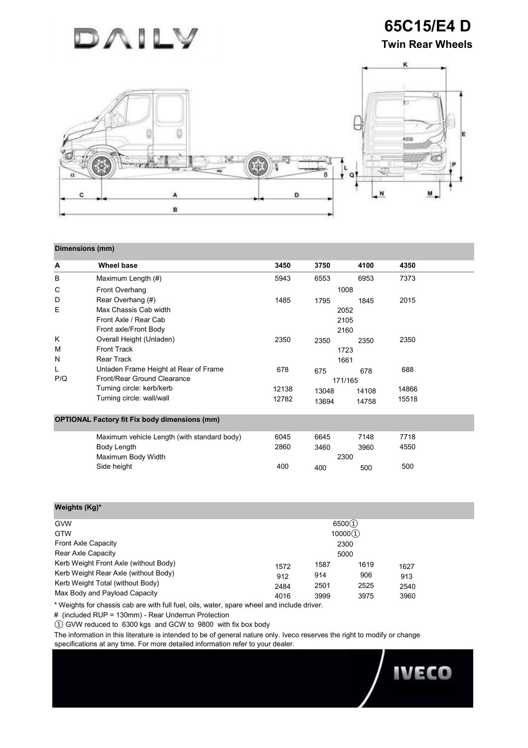# DAILY

## 65C15/E4 D

### Twin Rear Wheels

| Dimensions (mm) | | | | | |
|---|---|---|---|---|---|
| **A** | **Wheel base** | **3450** | **3750** | **4100** | **4350** |
| B | Maximum Length (#) | 5943 | 6553 | 6953 | 7373 |
| C | Front Overhang | 1008 | | | |
| D | Rear Overhang (#) | 1485 | 1795 | 1845 | 2015 |
| E | Max Chassis Cab width | 2052 | | | |
| | Front Axle / Rear Cab | 2105 | | | |
| | Front axle/Front Body | 2160 | | | |
| K | Overall Height (Unladen) | 2350 | 2350 | 2350 | 2350 |
| M | Front Track | 1723 | | | |
| N | Rear Track | 1661 | | | |
| L | Unladen Frame Height at Rear of Frame | 678 | 675 | 678 | 688 |
| P/Q | Front/Rear Ground Clearance | 171/165 | | | |
| | Turning circle: kerb/kerb | 12138 | 13048 | 14108 | 14866 |
| | Turning circle: wall/wall | 12782 | 13694 | 14758 | 15518 |

| OPTIONAL Factory fit Fix body dimensions (mm) | | | | |
|---|---|---|---|---|
| Maximum vehicle Length (with standard body) | 6045 | 6645 | 7148 | 7718 |
| Body Length | 2860 | 3460 | 3960 | 4550 |
| Maximum Body Width | 2300 | | | |
| Side height | 400 | 400 | 500 | 500 |

| Weights (Kg)* | | | | |
|---|---|---|---|---|
| GVW | 6500① | | | |
| GTW | 10000① | | | |
| Front Axle Capacity | 2300 | | | |
| Rear Axle Capacity | 5000 | | | |
| Kerb Weight Front Axle (without Body) | 1572 | 1587 | 1619 | 1627 |
| Kerb Weight Rear Axle (without Body) | 912 | 914 | 906 | 913 |
| Kerb Weight Total (without Body) | 2484 | 2501 | 2525 | 2540 |
| Max Body and Payload Capacity | 4016 | 3999 | 3975 | 3960 |

* Weights for chassis cab are with full fuel, oils, water, spare wheel and include driver.

# (included RUP = 130mm) - Rear Underrun Protection

① GVW reduced to 6300 kgs and GCW to 9800 with fix box body

The information in this literature is intended to be of general nature only. Iveco reserves the right to modify or change specifications at any time. For more detailed information refer to your dealer.

IVECO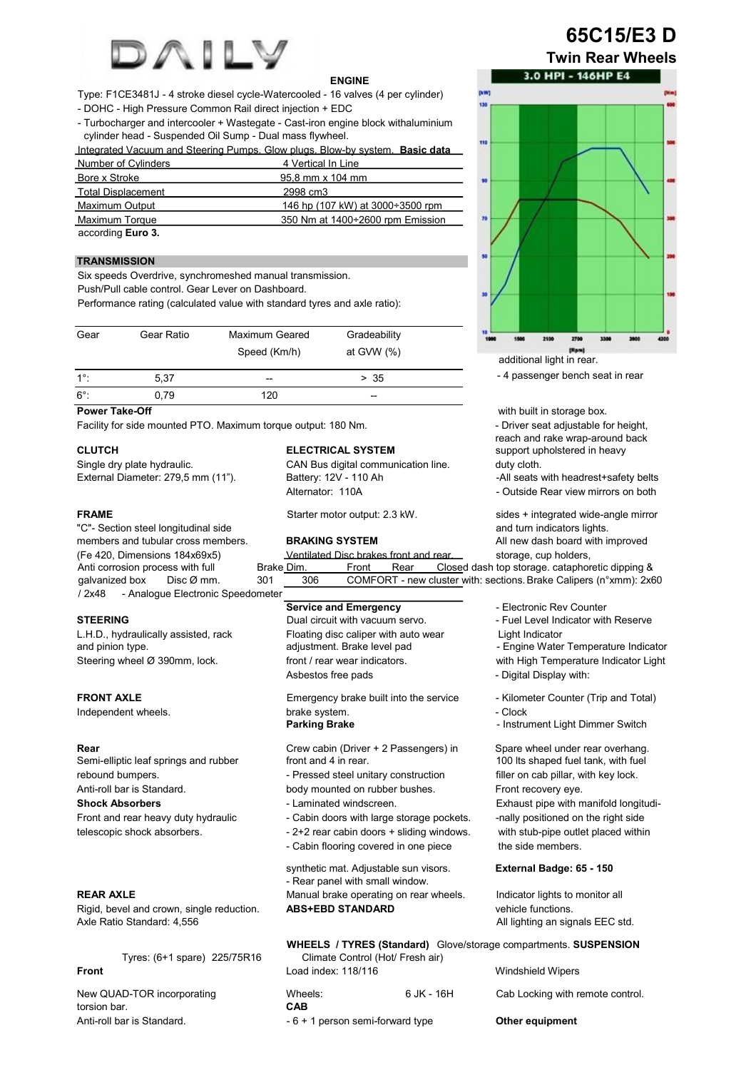# 65C15/E3 D

## Twin Rear Wheels

DAILY

3.0 HPI - 146HP E4

## ENGINE

Type: F1CE3481J - 4 stroke diesel cycle-Watercooled - 16 valves (4 per cylinder)

- DOHC - High Pressure Common Rail direct injection + EDC
- Turbocharger and intercooler + Wastegate - Cast-iron engine block withaluminium cylinder head - Suspended Oil Sump - Dual mass flywheel.

Integrated Vacuum and Steering Pumps. Glow plugs. Blow-by system. **Basic data**

| | |
|---|---|
| Number of Cylinders | 4 Vertical In Line |
| Bore x Stroke | 95,8 mm x 104 mm |
| Total Displacement | 2998 cm3 |
| Maximum Output | 146 hp (107 kW) at 3000÷3500 rpm |
| Maximum Torque | 350 Nm at 1400÷2600 rpm Emission |

according **Euro 3.**

## TRANSMISSION

Six speeds Overdrive, synchromeshed manual transmission.
Push/Pull cable control. Gear Lever on Dashboard.
Performance rating (calculated value with standard tyres and axle ratio):

| Gear | Gear Ratio | Maximum Geared Speed (Km/h) | Gradeability at GVW (%) |
|---|---|---|---|
| 1°: | 5,37 | -- | > 35 |
| 6°: | 0,79 | 120 | -- |

**Power Take-Off**

Facility for side mounted PTO. Maximum torque output: 180 Nm.

**CLUTCH**

Single dry plate hydraulic.
External Diameter: 279,5 mm (11").

**FRAME**

"C"- Section steel longitudinal side members and tubular cross members.
(Fe 420, Dimensions 184x69x5)
Anti corrosion process with full galvanized box

**STEERING**

L.H.D., hydraulically assisted, rack and pinion type.
Steering wheel Ø 390mm, lock.

**FRONT AXLE**

Independent wheels.

**Rear**

Semi-elliptic leaf springs and rubber rebound bumpers.
Anti-roll bar is Standard.

**Shock Absorbers**

Front and rear heavy duty hydraulic telescopic shock absorbers.

**REAR AXLE**

Rigid, bevel and crown, single reduction.
Axle Ratio Standard: 4,556

Tyres: (6+1 spare) 225/75R16

**Front**

New QUAD-TOR incorporating torsion bar.
Anti-roll bar is Standard.

**ELECTRICAL SYSTEM**

CAN Bus digital communication line.
Battery: 12V - 110 Ah
Alternator: 110A

Starter motor output: 2.3 kW.

**BRAKING SYSTEM**

Ventilated Disc brakes front and rear.

| Brake Dim. | Front | Rear |
|---|---|---|
| Disc Ø mm. | 301 | 306 |

Brake Calipers (n°xmm): 2x60 / 2x48

**Service and Emergency**

Dual circuit with vacuum servo.
Floating disc caliper with auto wear adjustment. Brake level pad front / rear wear indicators.
Asbestos free pads

Emergency brake built into the service brake system.

**Parking Brake**

Manual brake operating on rear wheels.

**ABS+EBD STANDARD**

**WHEELS / TYRES (Standard)**

Load index: 118/116

Wheels: 6 JK - 16H

**CAB**

- 6 + 1 person semi-forward type

Crew cabin (Driver + 2 Passengers) in front and 4 in rear.

- Pressed steel unitary construction body mounted on rubber bushes.
- Laminated windscreen.
- Cabin doors with large storage pockets.
- 2+2 rear cabin doors + sliding windows.
- Cabin flooring covered in one piece synthetic mat. Adjustable sun visors.
- Rear panel with small window. additional light in rear.
- 4 passenger bench seat in rear with built in storage box.
- Driver seat adjustable for height, reach and rake wrap-around back support upholstered in heavy duty cloth.
- All seats with headrest+safety belts
- Outside Rear view mirrors on both sides + integrated wide-angle mirror and turn indicators lights.

All new dash board with improved storage, cup holders, Closed dash top storage. cataphoretic dipping & sections.

COMFORT - new cluster with:

- Analogue Electronic Speedometer
- Electronic Rev Counter
- Fuel Level Indicator with Reserve Light Indicator
- Engine Water Temperature Indicator with High Temperature Indicator Light
- Digital Display with:
- Kilometer Counter (Trip and Total)
- Clock
- Instrument Light Dimmer Switch

Indicator lights to monitor all vehicle functions.
All lighting an signals EEC std.

Glove/storage compartments.

Climate Control (Hot/ Fresh air)

Windshield Wipers

Cab Locking with remote control.

**Other equipment**

Spare wheel under rear overhang.
100 lts shaped fuel tank, with fuel filler on cab pillar, with key lock.
Front recovery eye.
Exhaust pipe with manifold longitudinally positioned on the right side with stub-pipe outlet placed within the side members.

**External Badge: 65 - 150**

**SUSPENSION**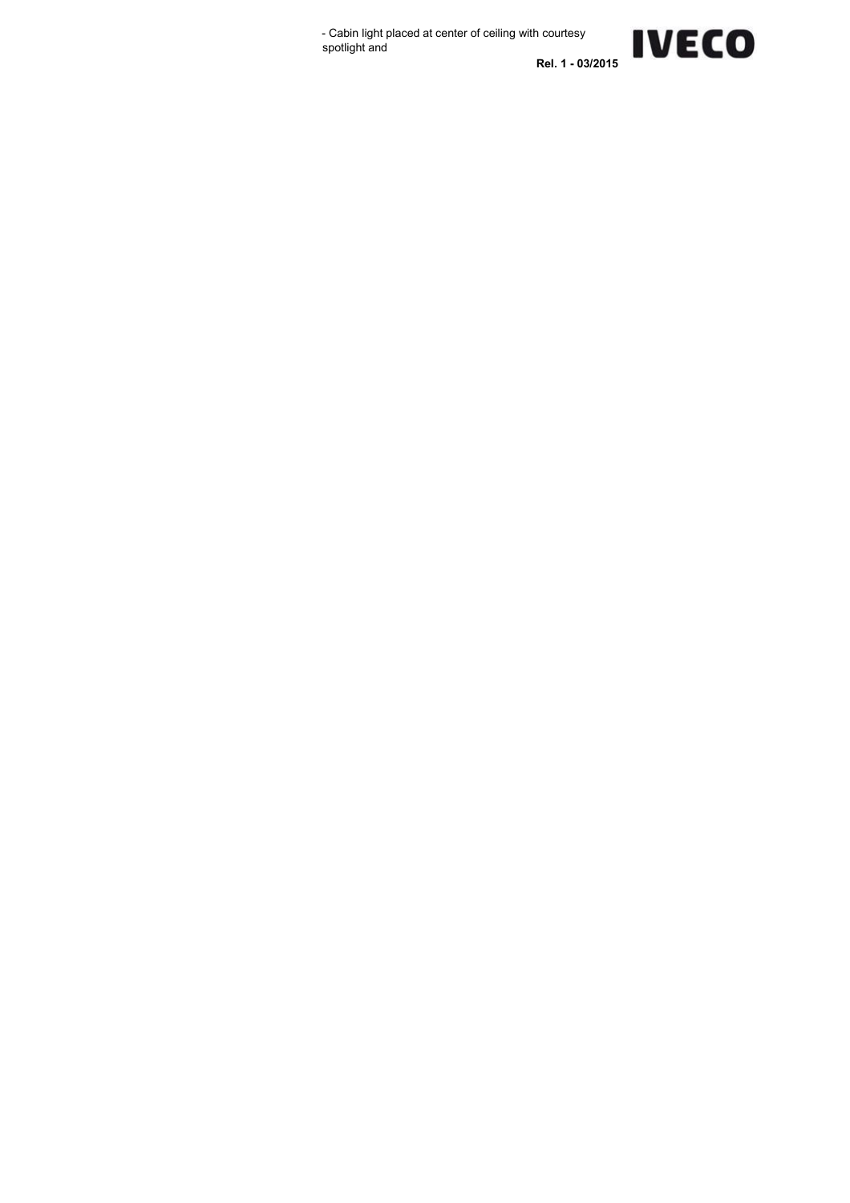- Cabin light placed at center of ceiling with courtesy spotlight and